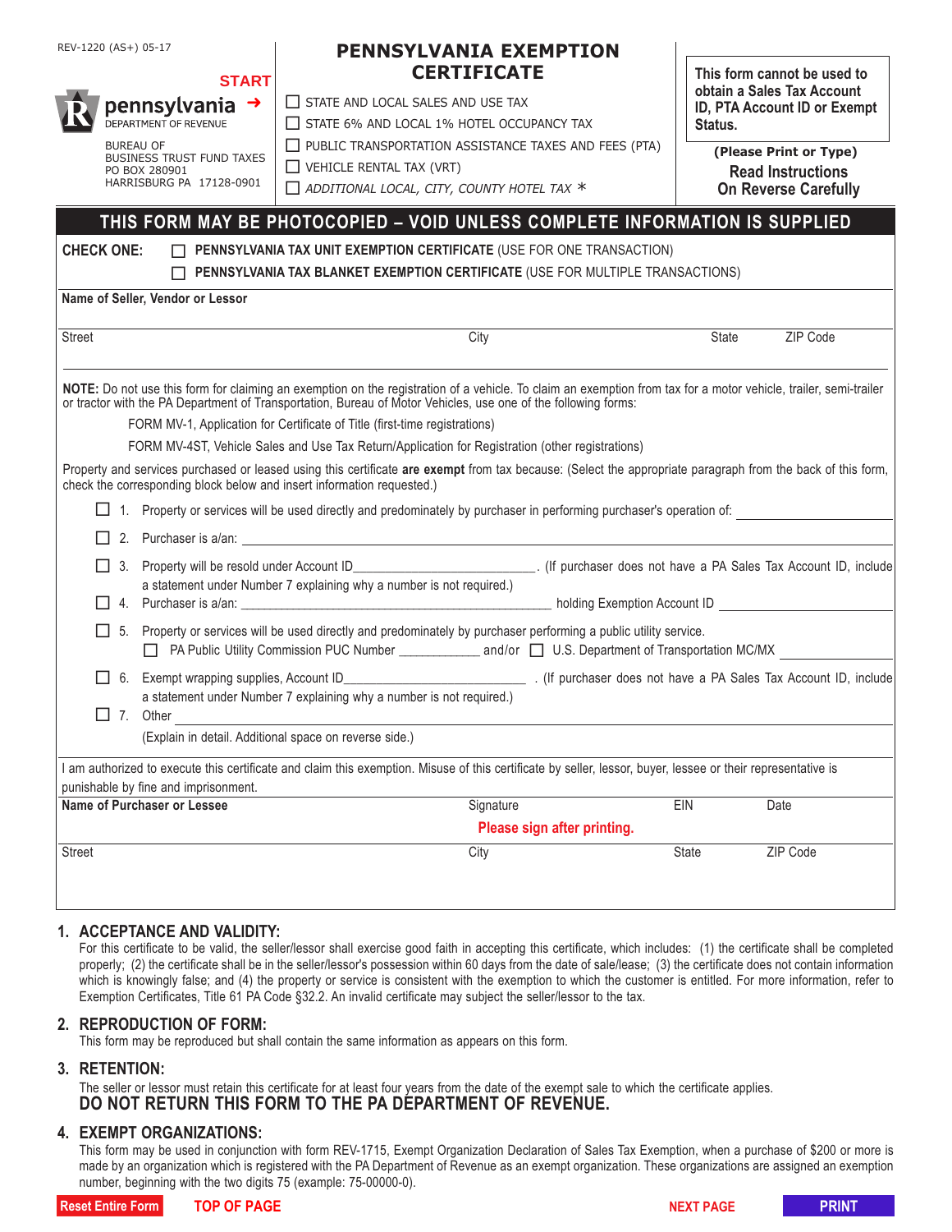REV-1220 (AS+) 05-17

**START**

pennsylvania
DEPARTMENT OF REVENUE

BUREAU OF
BUSINESS TRUST FUND TAXES
PO BOX 280901
HARRISBURG PA 17128-0901

# PENNSYLVANIA EXEMPTION CERTIFICATE

☐ STATE AND LOCAL SALES AND USE TAX
☐ STATE 6% AND LOCAL 1% HOTEL OCCUPANCY TAX
☐ PUBLIC TRANSPORTATION ASSISTANCE TAXES AND FEES (PTA)
☐ VEHICLE RENTAL TAX (VRT)
☐ *ADDITIONAL LOCAL, CITY, COUNTY HOTEL TAX* *

**This form cannot be used to obtain a Sales Tax Account ID, PTA Account ID or Exempt Status.**

**(Please Print or Type)**
**Read Instructions On Reverse Carefully**

## THIS FORM MAY BE PHOTOCOPIED – VOID UNLESS COMPLETE INFORMATION IS SUPPLIED

**CHECK ONE:**
☐ **PENNSYLVANIA TAX UNIT EXEMPTION CERTIFICATE** (USE FOR ONE TRANSACTION)
☐ **PENNSYLVANIA TAX BLANKET EXEMPTION CERTIFICATE** (USE FOR MULTIPLE TRANSACTIONS)

**Name of Seller, Vendor or Lessor**

| Street | City | State | ZIP Code |
|---|---|---|---|
| | | | |

**NOTE:** Do not use this form for claiming an exemption on the registration of a vehicle. To claim an exemption from tax for a motor vehicle, trailer, semi-trailer or tractor with the PA Department of Transportation, Bureau of Motor Vehicles, use one of the following forms:

FORM MV-1, Application for Certificate of Title (first-time registrations)

FORM MV-4ST, Vehicle Sales and Use Tax Return/Application for Registration (other registrations)

Property and services purchased or leased using this certificate **are exempt** from tax because: (Select the appropriate paragraph from the back of this form, check the corresponding block below and insert information requested.)

☐ 1. Property or services will be used directly and predominately by purchaser in performing purchaser's operation of: ____________________

☐ 2. Purchaser is a/an: ____________________

☐ 3. Property will be resold under Account ID____________________. (If purchaser does not have a PA Sales Tax Account ID, include a statement under Number 7 explaining why a number is not required.)

☐ 4. Purchaser is a/an: ____________________ holding Exemption Account ID ____________________

☐ 5. Property or services will be used directly and predominately by purchaser performing a public utility service.
☐ PA Public Utility Commission PUC Number __________ and/or ☐ U.S. Department of Transportation MC/MX ____________________

☐ 6. Exempt wrapping supplies, Account ID____________________. (If purchaser does not have a PA Sales Tax Account ID, include a statement under Number 7 explaining why a number is not required.)

☐ 7. Other ____________________
(Explain in detail. Additional space on reverse side.)

I am authorized to execute this certificate and claim this exemption. Misuse of this certificate by seller, lessor, buyer, lessee or their representative is punishable by fine and imprisonment.

| **Name of Purchaser or Lessee** | Signature | EIN | Date |
|---|---|---|---|
| | Please sign after printing. | | |
| **Street** | **City** | **State** | **ZIP Code** |
| | | | |

## 1. ACCEPTANCE AND VALIDITY:

For this certificate to be valid, the seller/lessor shall exercise good faith in accepting this certificate, which includes: (1) the certificate shall be completed properly; (2) the certificate shall be in the seller/lessor's possession within 60 days from the date of sale/lease; (3) the certificate does not contain information which is knowingly false; and (4) the property or service is consistent with the exemption to which the customer is entitled. For more information, refer to Exemption Certificates, Title 61 PA Code §32.2. An invalid certificate may subject the seller/lessor to the tax.

## 2. REPRODUCTION OF FORM:

This form may be reproduced but shall contain the same information as appears on this form.

## 3. RETENTION:

The seller or lessor must retain this certificate for at least four years from the date of the exempt sale to which the certificate applies.
**DO NOT RETURN THIS FORM TO THE PA DEPARTMENT OF REVENUE.**

## 4. EXEMPT ORGANIZATIONS:

This form may be used in conjunction with form REV-1715, Exempt Organization Declaration of Sales Tax Exemption, when a purchase of $200 or more is made by an organization which is registered with the PA Department of Revenue as an exempt organization. These organizations are assigned an exemption number, beginning with the two digits 75 (example: 75-00000-0).

Reset Entire Form | TOP OF PAGE | NEXT PAGE | PRINT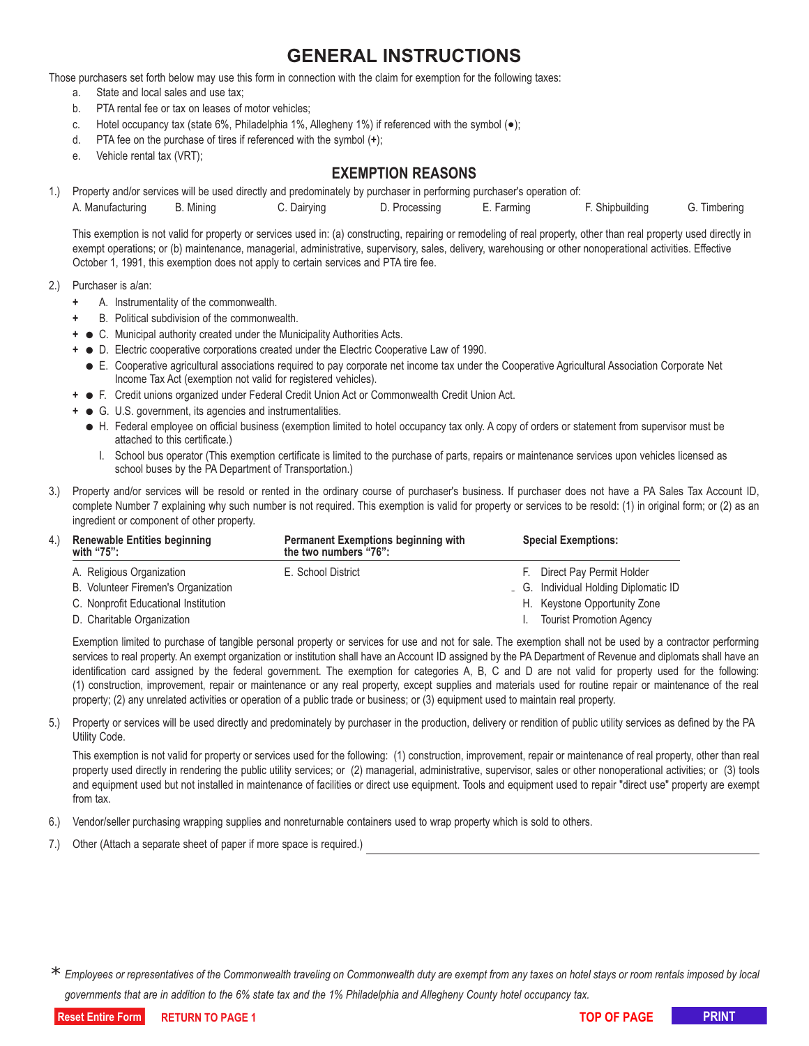# GENERAL INSTRUCTIONS

Those purchasers set forth below may use this form in connection with the claim for exemption for the following taxes:

a. State and local sales and use tax;
b. PTA rental fee or tax on leases of motor vehicles;
c. Hotel occupancy tax (state 6%, Philadelphia 1%, Allegheny 1%) if referenced with the symbol (●);
d. PTA fee on the purchase of tires if referenced with the symbol (+);
e. Vehicle rental tax (VRT);

## EXEMPTION REASONS

1.) Property and/or services will be used directly and predominately by purchaser in performing purchaser's operation of:

A. Manufacturing B. Mining C. Dairying D. Processing E. Farming F. Shipbuilding G. Timbering

This exemption is not valid for property or services used in: (a) constructing, repairing or remodeling of real property, other than real property used directly in exempt operations; or (b) maintenance, managerial, administrative, supervisory, sales, delivery, warehousing or other nonoperational activities. Effective October 1, 1991, this exemption does not apply to certain services and PTA tire fee.

2.) Purchaser is a/an:

- \+ A. Instrumentality of the commonwealth.
- \+ B. Political subdivision of the commonwealth.
- \+ ● C. Municipal authority created under the Municipality Authorities Acts.
- \+ ● D. Electric cooperative corporations created under the Electric Cooperative Law of 1990.
- ● E. Cooperative agricultural associations required to pay corporate net income tax under the Cooperative Agricultural Association Corporate Net Income Tax Act (exemption not valid for registered vehicles).
- \+ ● F. Credit unions organized under Federal Credit Union Act or Commonwealth Credit Union Act.
- \+ ● G. U.S. government, its agencies and instrumentalities.
- ● H. Federal employee on official business (exemption limited to hotel occupancy tax only. A copy of orders or statement from supervisor must be attached to this certificate.)
- I. School bus operator (This exemption certificate is limited to the purchase of parts, repairs or maintenance services upon vehicles licensed as school buses by the PA Department of Transportation.)

3.) Property and/or services will be resold or rented in the ordinary course of purchaser's business. If purchaser does not have a PA Sales Tax Account ID, complete Number 7 explaining why such number is not required. This exemption is valid for property or services to be resold: (1) in original form; or (2) as an ingredient or component of other property.

4.)

| Renewable Entities beginning with "75": | Permanent Exemptions beginning with the two numbers "76": | Special Exemptions: |
|---|---|---|
| A. Religious Organization | E. School District | F. Direct Pay Permit Holder |
| B. Volunteer Firemen's Organization | | G. Individual Holding Diplomatic ID |
| C. Nonprofit Educational Institution | | H. Keystone Opportunity Zone |
| D. Charitable Organization | | I. Tourist Promotion Agency |

Exemption limited to purchase of tangible personal property or services for use and not for sale. The exemption shall not be used by a contractor performing services to real property. An exempt organization or institution shall have an Account ID assigned by the PA Department of Revenue and diplomats shall have an identification card assigned by the federal government. The exemption for categories A, B, C and D are not valid for property used for the following: (1) construction, improvement, repair or maintenance or any real property, except supplies and materials used for routine repair or maintenance of the real property; (2) any unrelated activities or operation of a public trade or business; or (3) equipment used to maintain real property.

5.) Property or services will be used directly and predominately by purchaser in the production, delivery or rendition of public utility services as defined by the PA Utility Code.

This exemption is not valid for property or services used for the following: (1) construction, improvement, repair or maintenance of real property, other than real property used directly in rendering the public utility services; or (2) managerial, administrative, supervisor, sales or other nonoperational activities; or (3) tools and equipment used but not installed in maintenance of facilities or direct use equipment. Tools and equipment used to repair "direct use" property are exempt from tax.

6.) Vendor/seller purchasing wrapping supplies and nonreturnable containers used to wrap property which is sold to others.

7.) Other (Attach a separate sheet of paper if more space is required.) ______________________________

\* *Employees or representatives of the Commonwealth traveling on Commonwealth duty are exempt from any taxes on hotel stays or room rentals imposed by local governments that are in addition to the 6% state tax and the 1% Philadelphia and Allegheny County hotel occupancy tax.*

Reset Entire Form RETURN TO PAGE 1 TOP OF PAGE PRINT